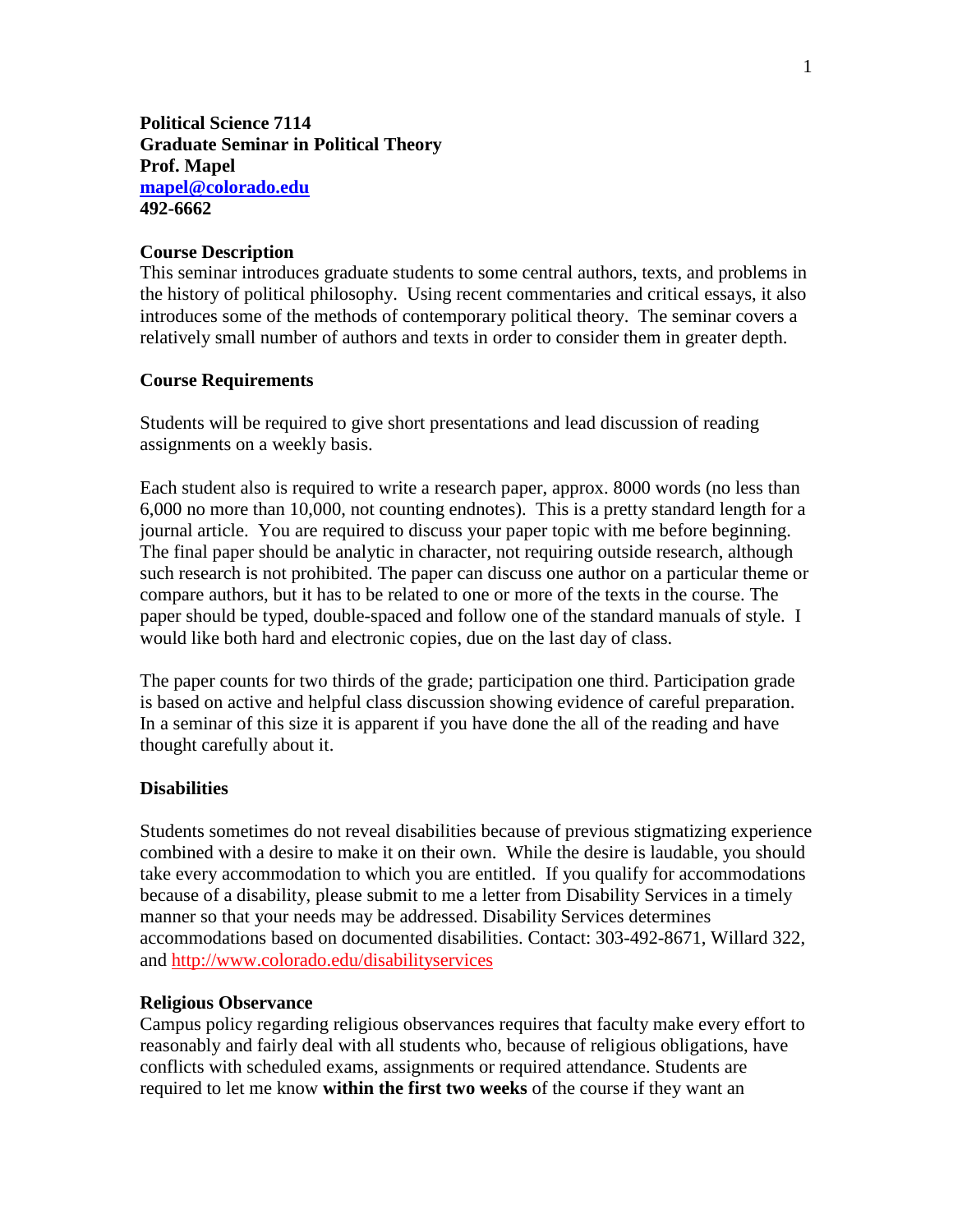**Political Science 7114**
**Graduate Seminar in Political Theory**
**Prof. Mapel**
**mapel@colorado.edu**
**492-6662**

## Course Description

This seminar introduces graduate students to some central authors, texts, and problems in the history of political philosophy. Using recent commentaries and critical essays, it also introduces some of the methods of contemporary political theory. The seminar covers a relatively small number of authors and texts in order to consider them in greater depth.

## Course Requirements

Students will be required to give short presentations and lead discussion of reading assignments on a weekly basis.

Each student also is required to write a research paper, approx. 8000 words (no less than 6,000 no more than 10,000, not counting endnotes). This is a pretty standard length for a journal article. You are required to discuss your paper topic with me before beginning. The final paper should be analytic in character, not requiring outside research, although such research is not prohibited. The paper can discuss one author on a particular theme or compare authors, but it has to be related to one or more of the texts in the course. The paper should be typed, double-spaced and follow one of the standard manuals of style. I would like both hard and electronic copies, due on the last day of class.

The paper counts for two thirds of the grade; participation one third. Participation grade is based on active and helpful class discussion showing evidence of careful preparation. In a seminar of this size it is apparent if you have done the all of the reading and have thought carefully about it.

## Disabilities

Students sometimes do not reveal disabilities because of previous stigmatizing experience combined with a desire to make it on their own. While the desire is laudable, you should take every accommodation to which you are entitled. If you qualify for accommodations because of a disability, please submit to me a letter from Disability Services in a timely manner so that your needs may be addressed. Disability Services determines accommodations based on documented disabilities. Contact: 303-492-8671, Willard 322, and http://www.colorado.edu/disabilityservices

## Religious Observance

Campus policy regarding religious observances requires that faculty make every effort to reasonably and fairly deal with all students who, because of religious obligations, have conflicts with scheduled exams, assignments or required attendance. Students are required to let me know **within the first two weeks** of the course if they want an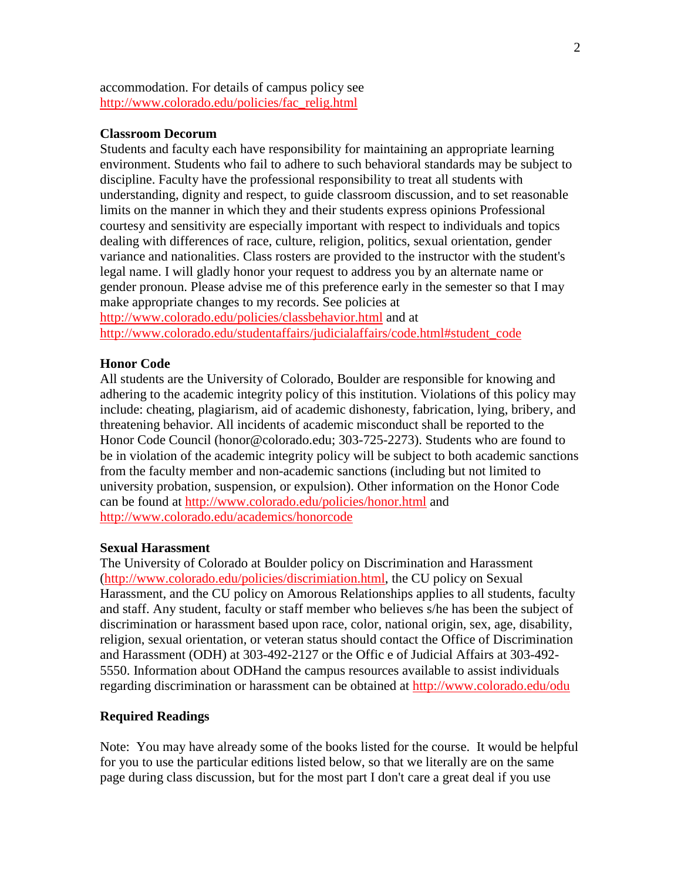accommodation. For details of campus policy see http://www.colorado.edu/policies/fac_relig.html

### Classroom Decorum

Students and faculty each have responsibility for maintaining an appropriate learning environment. Students who fail to adhere to such behavioral standards may be subject to discipline. Faculty have the professional responsibility to treat all students with understanding, dignity and respect, to guide classroom discussion, and to set reasonable limits on the manner in which they and their students express opinions Professional courtesy and sensitivity are especially important with respect to individuals and topics dealing with differences of race, culture, religion, politics, sexual orientation, gender variance and nationalities. Class rosters are provided to the instructor with the student's legal name. I will gladly honor your request to address you by an alternate name or gender pronoun. Please advise me of this preference early in the semester so that I may make appropriate changes to my records. See policies at http://www.colorado.edu/policies/classbehavior.html and at http://www.colorado.edu/studentaffairs/judicialaffairs/code.html#student_code

### Honor Code

All students are the University of Colorado, Boulder are responsible for knowing and adhering to the academic integrity policy of this institution. Violations of this policy may include: cheating, plagiarism, aid of academic dishonesty, fabrication, lying, bribery, and threatening behavior. All incidents of academic misconduct shall be reported to the Honor Code Council (honor@colorado.edu; 303-725-2273). Students who are found to be in violation of the academic integrity policy will be subject to both academic sanctions from the faculty member and non-academic sanctions (including but not limited to university probation, suspension, or expulsion). Other information on the Honor Code can be found at http://www.colorado.edu/policies/honor.html and http://www.colorado.edu/academics/honorcode

### Sexual Harassment

The University of Colorado at Boulder policy on Discrimination and Harassment (http://www.colorado.edu/policies/discrimiation.html, the CU policy on Sexual Harassment, and the CU policy on Amorous Relationships applies to all students, faculty and staff. Any student, faculty or staff member who believes s/he has been the subject of discrimination or harassment based upon race, color, national origin, sex, age, disability, religion, sexual orientation, or veteran status should contact the Office of Discrimination and Harassment (ODH) at 303-492-2127 or the Offic e of Judicial Affairs at 303-492-5550. Information about ODHand the campus resources available to assist individuals regarding discrimination or harassment can be obtained at http://www.colorado.edu/odu

### Required Readings

Note: You may have already some of the books listed for the course. It would be helpful for you to use the particular editions listed below, so that we literally are on the same page during class discussion, but for the most part I don't care a great deal if you use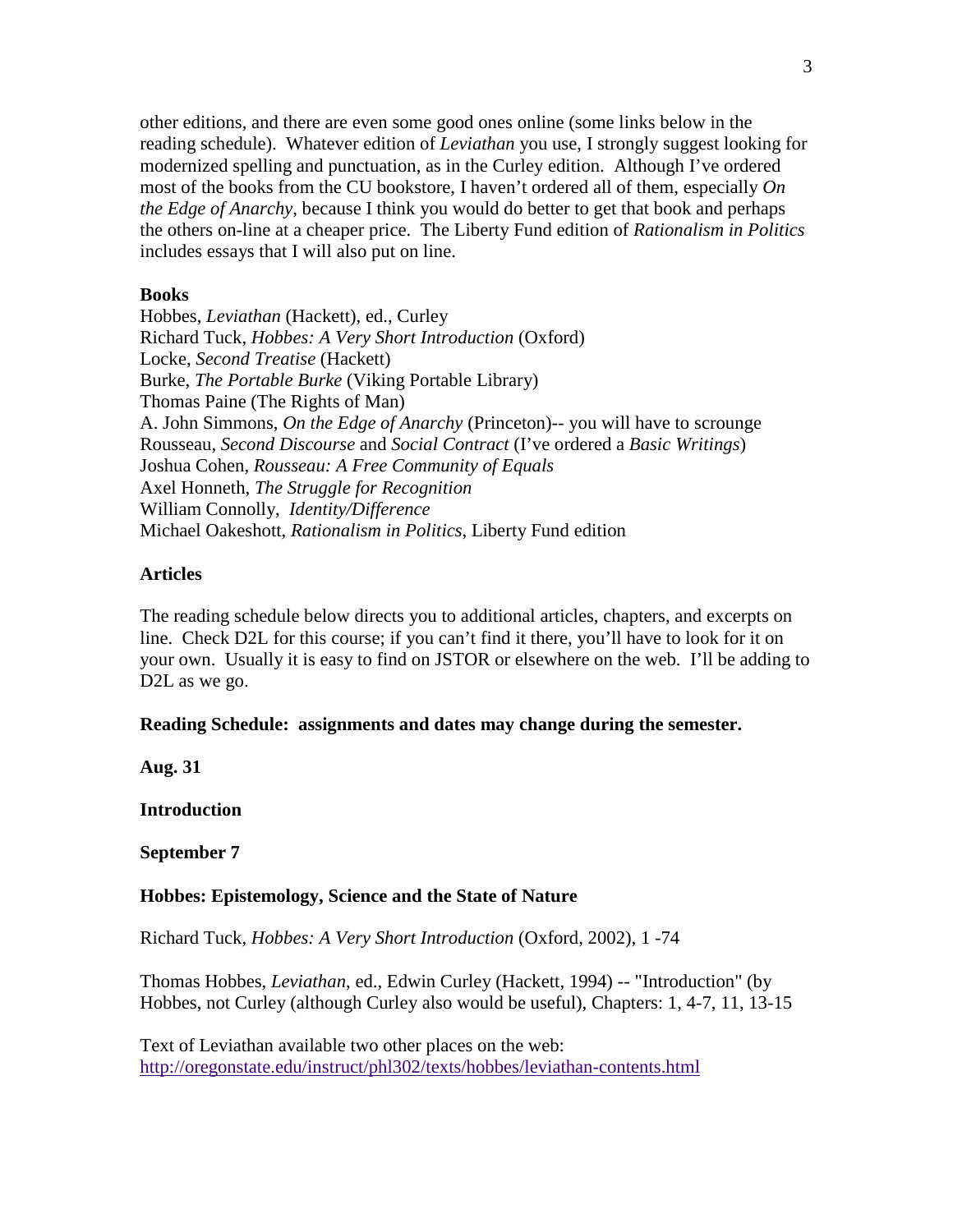other editions, and there are even some good ones online (some links below in the reading schedule). Whatever edition of *Leviathan* you use, I strongly suggest looking for modernized spelling and punctuation, as in the Curley edition. Although I've ordered most of the books from the CU bookstore, I haven't ordered all of them, especially *On the Edge of Anarchy*, because I think you would do better to get that book and perhaps the others on-line at a cheaper price. The Liberty Fund edition of *Rationalism in Politics* includes essays that I will also put on line.

**Books**

Hobbes, *Leviathan* (Hackett), ed., Curley
Richard Tuck, *Hobbes: A Very Short Introduction* (Oxford)
Locke, *Second Treatise* (Hackett)
Burke, *The Portable Burke* (Viking Portable Library)
Thomas Paine (The Rights of Man)
A. John Simmons, *On the Edge of Anarchy* (Princeton)-- you will have to scrounge
Rousseau, *Second Discourse* and *Social Contract* (I've ordered a *Basic Writings*)
Joshua Cohen, *Rousseau: A Free Community of Equals*
Axel Honneth, *The Struggle for Recognition*
William Connolly, *Identity/Difference*
Michael Oakeshott, *Rationalism in Politics*, Liberty Fund edition

**Articles**

The reading schedule below directs you to additional articles, chapters, and excerpts on line. Check D2L for this course; if you can't find it there, you'll have to look for it on your own. Usually it is easy to find on JSTOR or elsewhere on the web. I'll be adding to D2L as we go.

**Reading Schedule: assignments and dates may change during the semester.**

**Aug. 31**

**Introduction**

**September 7**

**Hobbes: Epistemology, Science and the State of Nature**

Richard Tuck, *Hobbes: A Very Short Introduction* (Oxford, 2002), 1 -74

Thomas Hobbes, *Leviathan*, ed., Edwin Curley (Hackett, 1994) -- "Introduction" (by Hobbes, not Curley (although Curley also would be useful), Chapters: 1, 4-7, 11, 13-15

Text of Leviathan available two other places on the web:
http://oregonstate.edu/instruct/phl302/texts/hobbes/leviathan-contents.html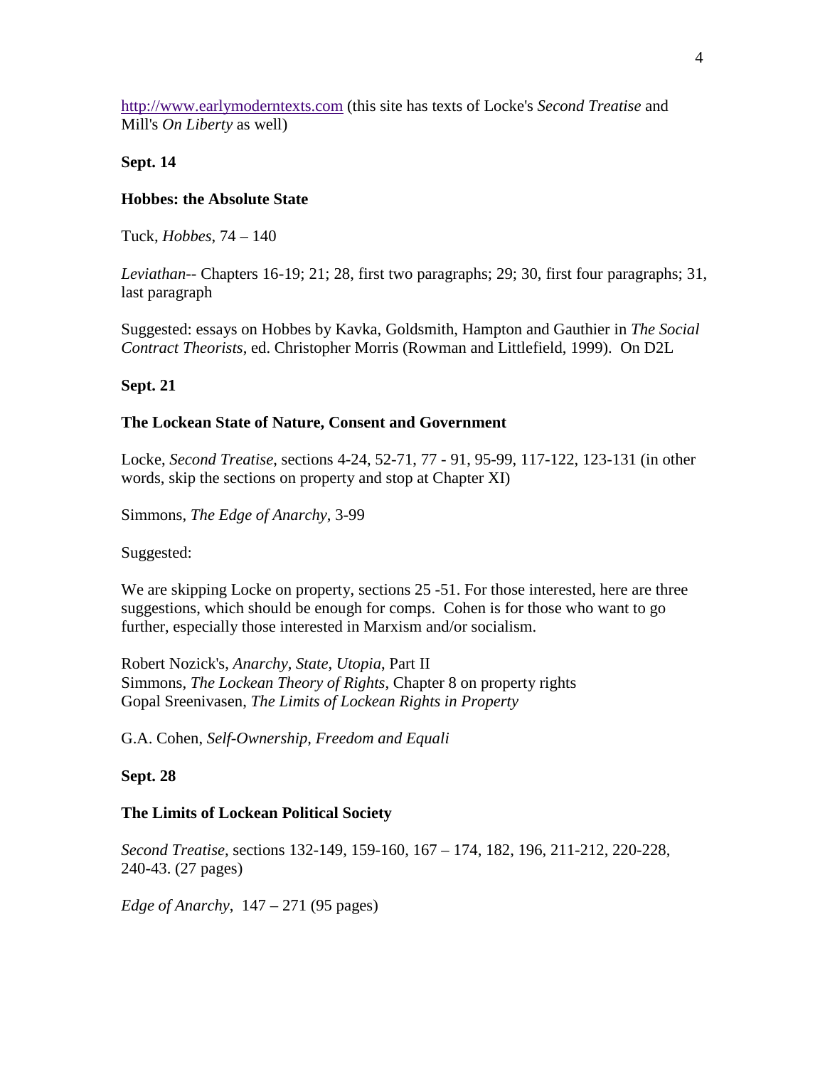http://www.earlymoderntexts.com (this site has texts of Locke's *Second Treatise* and Mill's *On Liberty* as well)

**Sept. 14**

**Hobbes: the Absolute State**

Tuck, *Hobbes*, 74 – 140

*Leviathan*-- Chapters 16-19; 21; 28, first two paragraphs; 29; 30, first four paragraphs; 31, last paragraph

Suggested: essays on Hobbes by Kavka, Goldsmith, Hampton and Gauthier in *The Social Contract Theorists*, ed. Christopher Morris (Rowman and Littlefield, 1999). On D2L

**Sept. 21**

**The Lockean State of Nature, Consent and Government**

Locke, *Second Treatise*, sections 4-24, 52-71, 77 - 91, 95-99, 117-122, 123-131 (in other words, skip the sections on property and stop at Chapter XI)

Simmons, *The Edge of Anarchy*, 3-99

Suggested:

We are skipping Locke on property, sections 25 -51. For those interested, here are three suggestions, which should be enough for comps. Cohen is for those who want to go further, especially those interested in Marxism and/or socialism.

Robert Nozick's, *Anarchy, State, Utopia*, Part II
Simmons, *The Lockean Theory of Rights*, Chapter 8 on property rights
Gopal Sreenivasen, *The Limits of Lockean Rights in Property*

G.A. Cohen, *Self-Ownership, Freedom and Equali*

**Sept. 28**

**The Limits of Lockean Political Society**

*Second Treatise*, sections 132-149, 159-160, 167 – 174, 182, 196, 211-212, 220-228, 240-43. (27 pages)

*Edge of Anarchy*, 147 – 271 (95 pages)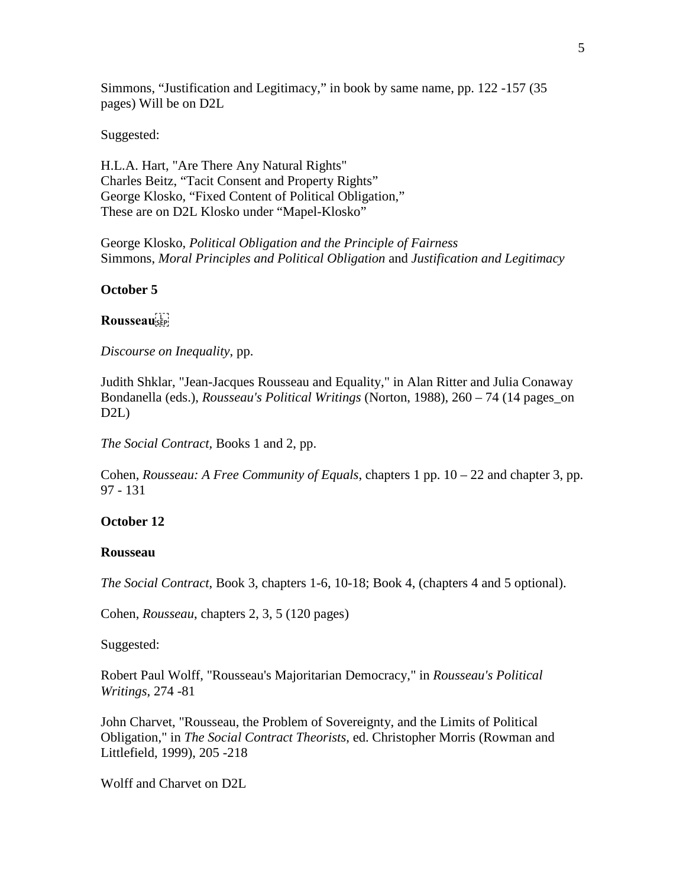Simmons, "Justification and Legitimacy," in book by same name, pp. 122 -157 (35 pages) Will be on D2L

Suggested:

H.L.A. Hart, "Are There Any Natural Rights"
Charles Beitz, "Tacit Consent and Property Rights"
George Klosko, "Fixed Content of Political Obligation,"
These are on D2L Klosko under "Mapel-Klosko"

George Klosko, *Political Obligation and the Principle of Fairness*
Simmons, *Moral Principles and Political Obligation* and *Justification and Legitimacy*

**October 5**

**Rousseau**

*Discourse on Inequality*, pp.

Judith Shklar, "Jean-Jacques Rousseau and Equality," in Alan Ritter and Julia Conaway Bondanella (eds.), *Rousseau's Political Writings* (Norton, 1988), 260 – 74 (14 pages_on D2L)

*The Social Contract,* Books 1 and 2, pp.

Cohen, *Rousseau: A Free Community of Equals*, chapters 1 pp. 10 – 22 and chapter 3, pp. 97 - 131

**October 12**

**Rousseau**

*The Social Contract*, Book 3, chapters 1-6, 10-18; Book 4, (chapters 4 and 5 optional).

Cohen, *Rousseau*, chapters 2, 3, 5 (120 pages)

Suggested:

Robert Paul Wolff, "Rousseau's Majoritarian Democracy," in *Rousseau's Political Writings*, 274 -81

John Charvet, "Rousseau, the Problem of Sovereignty, and the Limits of Political Obligation," in *The Social Contract Theorists*, ed. Christopher Morris (Rowman and Littlefield, 1999), 205 -218

Wolff and Charvet on D2L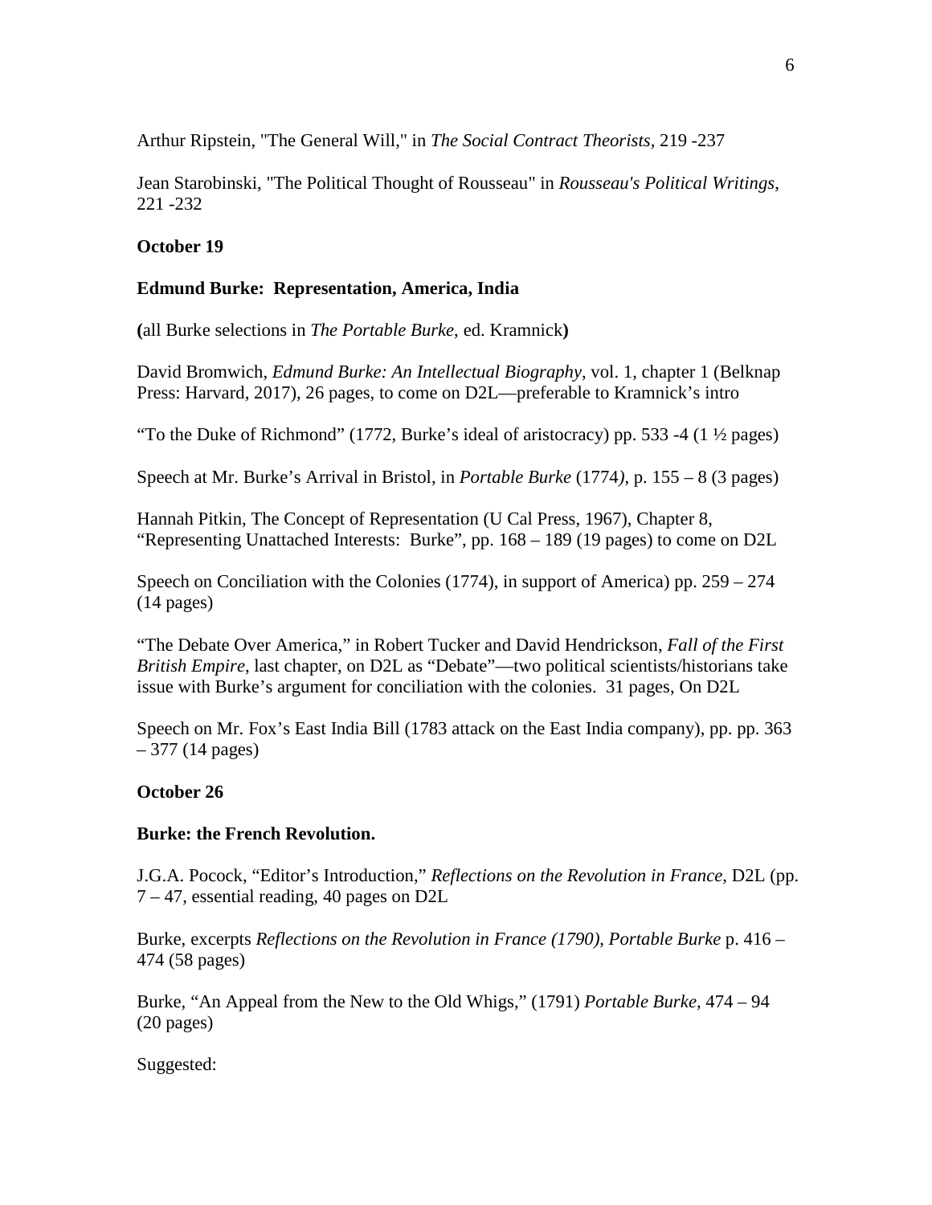Arthur Ripstein, "The General Will," in *The Social Contract Theorists*, 219 -237

Jean Starobinski, "The Political Thought of Rousseau" in *Rousseau's Political Writings*, 221 -232

**October 19**

**Edmund Burke: Representation, America, India**

**(**all Burke selections in *The Portable Burke*, ed. Kramnick**)**

David Bromwich, *Edmund Burke: An Intellectual Biography*, vol. 1, chapter 1 (Belknap Press: Harvard, 2017), 26 pages, to come on D2L—preferable to Kramnick's intro

"To the Duke of Richmond" (1772, Burke's ideal of aristocracy) pp. 533 -4 (1 ½ pages)

Speech at Mr. Burke's Arrival in Bristol, in *Portable Burke* (1774*)*, p. 155 – 8 (3 pages)

Hannah Pitkin, The Concept of Representation (U Cal Press, 1967), Chapter 8, "Representing Unattached Interests: Burke", pp. 168 – 189 (19 pages) to come on D2L

Speech on Conciliation with the Colonies (1774), in support of America) pp. 259 – 274 (14 pages)

"The Debate Over America," in Robert Tucker and David Hendrickson, *Fall of the First British Empire*, last chapter, on D2L as "Debate"—two political scientists/historians take issue with Burke's argument for conciliation with the colonies. 31 pages, On D2L

Speech on Mr. Fox's East India Bill (1783 attack on the East India company), pp. pp. 363 – 377 (14 pages)

**October 26**

**Burke: the French Revolution.**

J.G.A. Pocock, "Editor's Introduction," *Reflections on the Revolution in France*, D2L (pp. 7 – 47, essential reading, 40 pages on D2L

Burke, excerpts *Reflections on the Revolution in France (1790), Portable Burke* p. 416 – 474 (58 pages)

Burke, "An Appeal from the New to the Old Whigs," (1791) *Portable Burke*, 474 – 94 (20 pages)

Suggested: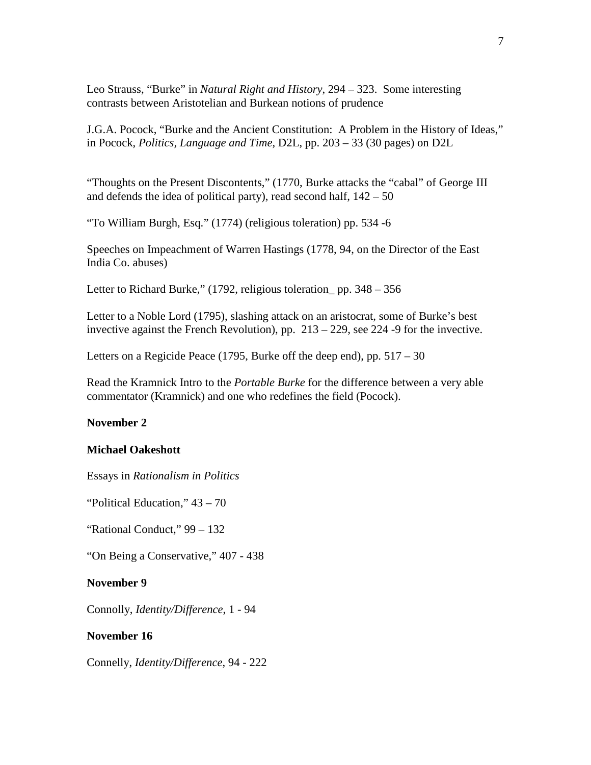Leo Strauss, "Burke" in *Natural Right and History*, 294 – 323. Some interesting contrasts between Aristotelian and Burkean notions of prudence

J.G.A. Pocock, "Burke and the Ancient Constitution: A Problem in the History of Ideas," in Pocock, *Politics, Language and Time*, D2L, pp. 203 – 33 (30 pages) on D2L

"Thoughts on the Present Discontents," (1770, Burke attacks the "cabal" of George III and defends the idea of political party), read second half, 142 – 50

"To William Burgh, Esq." (1774) (religious toleration) pp. 534 -6

Speeches on Impeachment of Warren Hastings (1778, 94, on the Director of the East India Co. abuses)

Letter to Richard Burke," (1792, religious toleration_ pp. 348 – 356

Letter to a Noble Lord (1795), slashing attack on an aristocrat, some of Burke's best invective against the French Revolution), pp. 213 – 229, see 224 -9 for the invective.

Letters on a Regicide Peace (1795, Burke off the deep end), pp. 517 – 30

Read the Kramnick Intro to the *Portable Burke* for the difference between a very able commentator (Kramnick) and one who redefines the field (Pocock).

**November 2**

**Michael Oakeshott**

Essays in *Rationalism in Politics*

"Political Education," 43 – 70

"Rational Conduct," 99 – 132

"On Being a Conservative," 407 - 438

**November 9**

Connolly, *Identity/Difference*, 1 - 94

**November 16**

Connelly, *Identity/Difference*, 94 - 222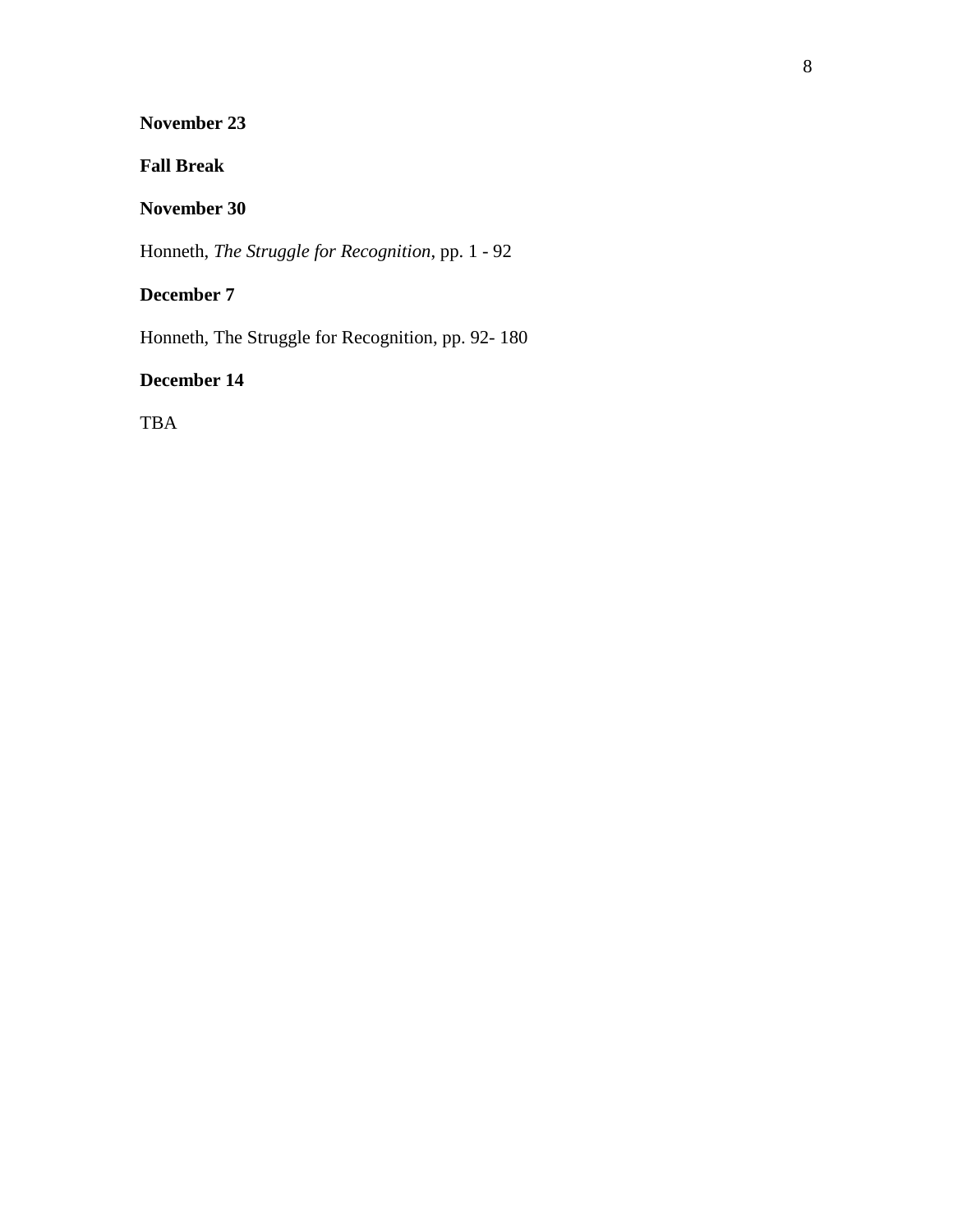**November 23**

**Fall Break**

**November 30**

Honneth, *The Struggle for Recognition*, pp. 1 - 92

**December 7**

Honneth, The Struggle for Recognition, pp. 92- 180

**December 14**

TBA